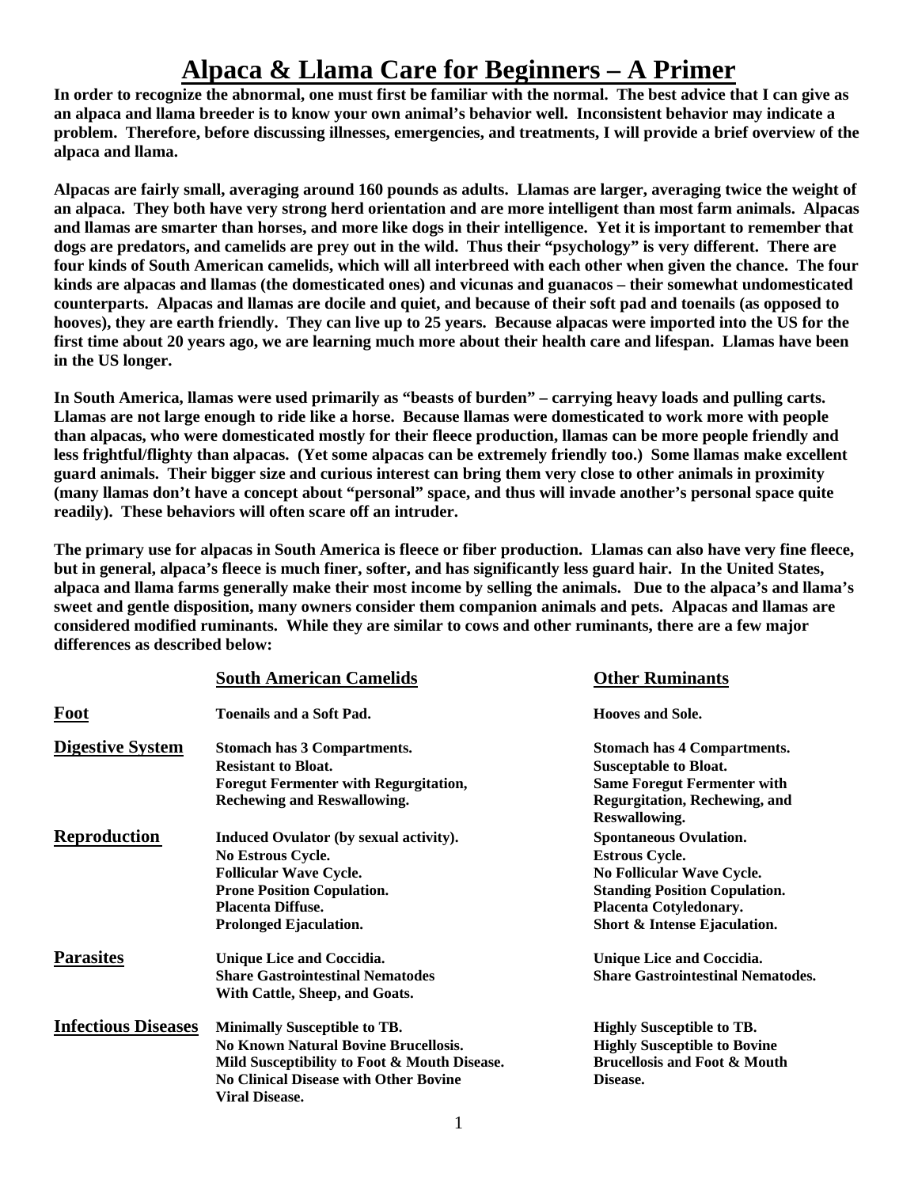# Alpaca & Llama Care for Beginners – A Primer

**In order to recognize the abnormal, one must first be familiar with the normal. The best advice that I can give as an alpaca and llama breeder is to know your own animal's behavior well. Inconsistent behavior may indicate a problem. Therefore, before discussing illnesses, emergencies, and treatments, I will provide a brief overview of the alpaca and llama.**

**Alpacas are fairly small, averaging around 160 pounds as adults. Llamas are larger, averaging twice the weight of an alpaca. They both have very strong herd orientation and are more intelligent than most farm animals. Alpacas and llamas are smarter than horses, and more like dogs in their intelligence. Yet it is important to remember that dogs are predators, and camelids are prey out in the wild. Thus their "psychology" is very different. There are four kinds of South American camelids, which will all interbreed with each other when given the chance. The four kinds are alpacas and llamas (the domesticated ones) and vicunas and guanacos – their somewhat undomesticated counterparts. Alpacas and llamas are docile and quiet, and because of their soft pad and toenails (as opposed to hooves), they are earth friendly. They can live up to 25 years. Because alpacas were imported into the US for the first time about 20 years ago, we are learning much more about their health care and lifespan. Llamas have been in the US longer.**

**In South America, llamas were used primarily as "beasts of burden" – carrying heavy loads and pulling carts. Llamas are not large enough to ride like a horse. Because llamas were domesticated to work more with people than alpacas, who were domesticated mostly for their fleece production, llamas can be more people friendly and less frightful/flighty than alpacas. (Yet some alpacas can be extremely friendly too.) Some llamas make excellent guard animals. Their bigger size and curious interest can bring them very close to other animals in proximity (many llamas don't have a concept about "personal" space, and thus will invade another's personal space quite readily). These behaviors will often scare off an intruder.**

**The primary use for alpacas in South America is fleece or fiber production. Llamas can also have very fine fleece, but in general, alpaca's fleece is much finer, softer, and has significantly less guard hair. In the United States, alpaca and llama farms generally make their most income by selling the animals. Due to the alpaca's and llama's sweet and gentle disposition, many owners consider them companion animals and pets. Alpacas and llamas are considered modified ruminants. While they are similar to cows and other ruminants, there are a few major differences as described below:**

| | **South American Camelids** | **Other Ruminants** |
|---|---|---|
| **Foot** | Toenails and a Soft Pad. | Hooves and Sole. |
| **Digestive System** | Stomach has 3 Compartments.<br>Resistant to Bloat.<br>Foregut Fermenter with Regurgitation, Rechewing and Reswallowing. | Stomach has 4 Compartments.<br>Susceptable to Bloat.<br>Same Foregut Fermenter with Regurgitation, Rechewing, and Reswallowing. |
| **Reproduction** | Induced Ovulator (by sexual activity).<br>No Estrous Cycle.<br>Follicular Wave Cycle.<br>Prone Position Copulation.<br>Placenta Diffuse.<br>Prolonged Ejaculation. | Spontaneous Ovulation.<br>Estrous Cycle.<br>No Follicular Wave Cycle.<br>Standing Position Copulation.<br>Placenta Cotyledonary.<br>Short & Intense Ejaculation. |
| **Parasites** | Unique Lice and Coccidia.<br>Share Gastrointestinal Nematodes With Cattle, Sheep, and Goats. | Unique Lice and Coccidia.<br>Share Gastrointestinal Nematodes. |
| **Infectious Diseases** | Minimally Susceptible to TB.<br>No Known Natural Bovine Brucellosis.<br>Mild Susceptibility to Foot & Mouth Disease.<br>No Clinical Disease with Other Bovine Viral Disease. | Highly Susceptible to TB.<br>Highly Susceptible to Bovine Brucellosis and Foot & Mouth Disease. |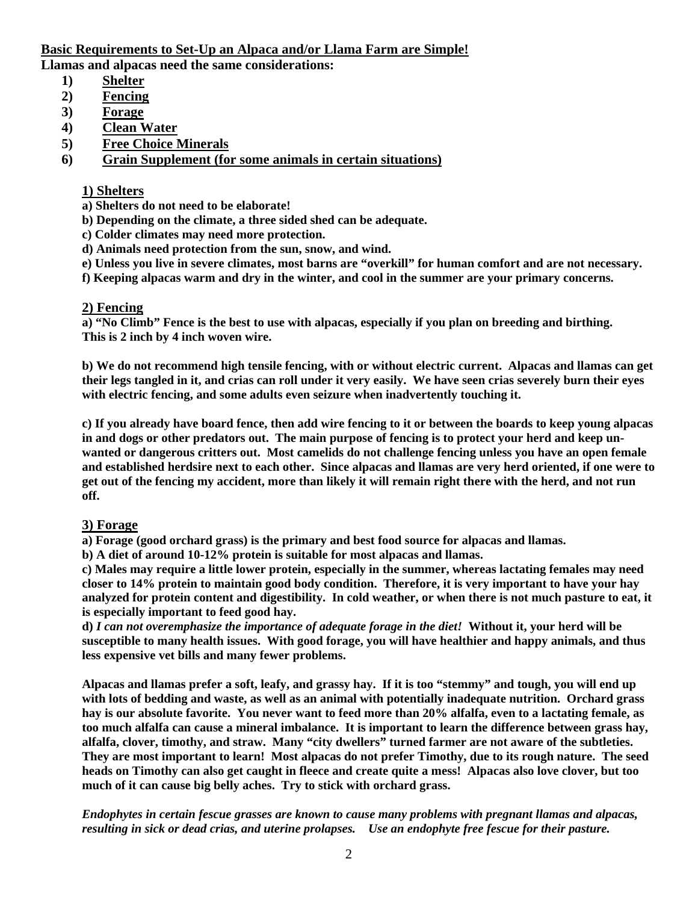**Basic Requirements to Set-Up an Alpaca and/or Llama Farm are Simple!**

**Llamas and alpacas need the same considerations:**

1) **Shelter**
2) **Fencing**
3) **Forage**
4) **Clean Water**
5) **Free Choice Minerals**
6) **Grain Supplement (for some animals in certain situations)**

### 1) Shelters

**a) Shelters do not need to be elaborate!**

**b) Depending on the climate, a three sided shed can be adequate.**

**c) Colder climates may need more protection.**

**d) Animals need protection from the sun, snow, and wind.**

**e) Unless you live in severe climates, most barns are "overkill" for human comfort and are not necessary.**

**f) Keeping alpacas warm and dry in the winter, and cool in the summer are your primary concerns.**

### 2) Fencing

**a) "No Climb" Fence is the best to use with alpacas, especially if you plan on breeding and birthing. This is 2 inch by 4 inch woven wire.**

**b) We do not recommend high tensile fencing, with or without electric current. Alpacas and llamas can get their legs tangled in it, and crias can roll under it very easily. We have seen crias severely burn their eyes with electric fencing, and some adults even seizure when inadvertently touching it.**

**c) If you already have board fence, then add wire fencing to it or between the boards to keep young alpacas in and dogs or other predators out. The main purpose of fencing is to protect your herd and keep un-wanted or dangerous critters out. Most camelids do not challenge fencing unless you have an open female and established herdsire next to each other. Since alpacas and llamas are very herd oriented, if one were to get out of the fencing my accident, more than likely it will remain right there with the herd, and not run off.**

### 3) Forage

**a) Forage (good orchard grass) is the primary and best food source for alpacas and llamas.**

**b) A diet of around 10-12% protein is suitable for most alpacas and llamas.**

**c) Males may require a little lower protein, especially in the summer, whereas lactating females may need closer to 14% protein to maintain good body condition. Therefore, it is very important to have your hay analyzed for protein content and digestibility. In cold weather, or when there is not much pasture to eat, it is especially important to feed good hay.**

**d)** ***I can not overemphasize the importance of adequate forage in the diet!*** **Without it, your herd will be susceptible to many health issues. With good forage, you will have healthier and happy animals, and thus less expensive vet bills and many fewer problems.**

**Alpacas and llamas prefer a soft, leafy, and grassy hay. If it is too "stemmy" and tough, you will end up with lots of bedding and waste, as well as an animal with potentially inadequate nutrition. Orchard grass hay is our absolute favorite. You never want to feed more than 20% alfalfa, even to a lactating female, as too much alfalfa can cause a mineral imbalance. It is important to learn the difference between grass hay, alfalfa, clover, timothy, and straw. Many "city dwellers" turned farmer are not aware of the subtleties. They are most important to learn! Most alpacas do not prefer Timothy, due to its rough nature. The seed heads on Timothy can also get caught in fleece and create quite a mess! Alpacas also love clover, but too much of it can cause big belly aches. Try to stick with orchard grass.**

***Endophytes in certain fescue grasses are known to cause many problems with pregnant llamas and alpacas, resulting in sick or dead crias, and uterine prolapses. Use an endophyte free fescue for their pasture.***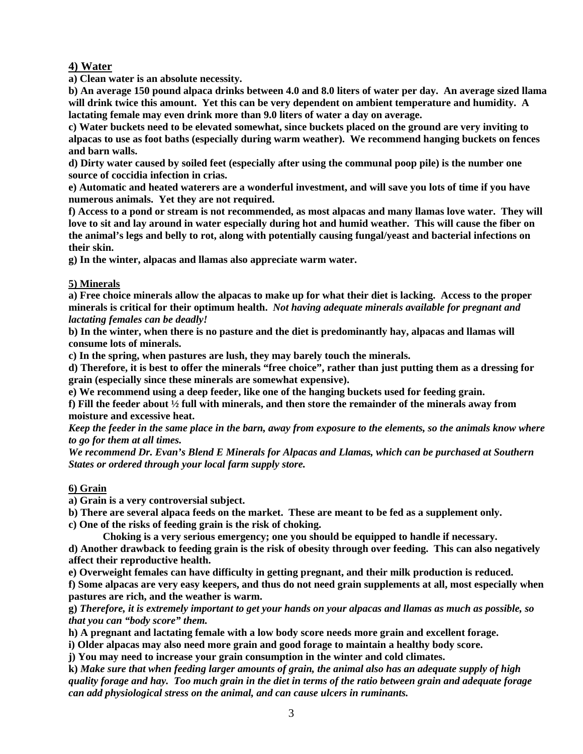## 4) Water

**a) Clean water is an absolute necessity.**

**b) An average 150 pound alpaca drinks between 4.0 and 8.0 liters of water per day. An average sized llama will drink twice this amount. Yet this can be very dependent on ambient temperature and humidity. A lactating female may even drink more than 9.0 liters of water a day on average.**

**c) Water buckets need to be elevated somewhat, since buckets placed on the ground are very inviting to alpacas to use as foot baths (especially during warm weather). We recommend hanging buckets on fences and barn walls.**

**d) Dirty water caused by soiled feet (especially after using the communal poop pile) is the number one source of coccidia infection in crias.**

**e) Automatic and heated waterers are a wonderful investment, and will save you lots of time if you have numerous animals. Yet they are not required.**

**f) Access to a pond or stream is not recommended, as most alpacas and many llamas love water. They will love to sit and lay around in water especially during hot and humid weather. This will cause the fiber on the animal's legs and belly to rot, along with potentially causing fungal/yeast and bacterial infections on their skin.**

**g) In the winter, alpacas and llamas also appreciate warm water.**

## 5) Minerals

**a) Free choice minerals allow the alpacas to make up for what their diet is lacking. Access to the proper minerals is critical for their optimum health.** ***Not having adequate minerals available for pregnant and lactating females can be deadly!***

**b) In the winter, when there is no pasture and the diet is predominantly hay, alpacas and llamas will consume lots of minerals.**

**c) In the spring, when pastures are lush, they may barely touch the minerals.**

**d) Therefore, it is best to offer the minerals "free choice", rather than just putting them as a dressing for grain (especially since these minerals are somewhat expensive).**

**e) We recommend using a deep feeder, like one of the hanging buckets used for feeding grain.**

**f) Fill the feeder about ½ full with minerals, and then store the remainder of the minerals away from moisture and excessive heat.**

***Keep the feeder in the same place in the barn, away from exposure to the elements, so the animals know where to go for them at all times.***

***We recommend Dr. Evan's Blend E Minerals for Alpacas and Llamas, which can be purchased at Southern States or ordered through your local farm supply store.***

## 6) Grain

**a) Grain is a very controversial subject.**

**b) There are several alpaca feeds on the market. These are meant to be fed as a supplement only.**

**c) One of the risks of feeding grain is the risk of choking.**

**Choking is a very serious emergency; one you should be equipped to handle if necessary.**

**d) Another drawback to feeding grain is the risk of obesity through over feeding. This can also negatively affect their reproductive health.**

**e) Overweight females can have difficulty in getting pregnant, and their milk production is reduced.**

**f) Some alpacas are very easy keepers, and thus do not need grain supplements at all, most especially when pastures are rich, and the weather is warm.**

**g)** ***Therefore, it is extremely important to get your hands on your alpacas and llamas as much as possible, so that you can "body score" them.***

**h) A pregnant and lactating female with a low body score needs more grain and excellent forage.**

**i) Older alpacas may also need more grain and good forage to maintain a healthy body score.**

**j) You may need to increase your grain consumption in the winter and cold climates.**

**k)** ***Make sure that when feeding larger amounts of grain, the animal also has an adequate supply of high quality forage and hay. Too much grain in the diet in terms of the ratio between grain and adequate forage can add physiological stress on the animal, and can cause ulcers in ruminants.***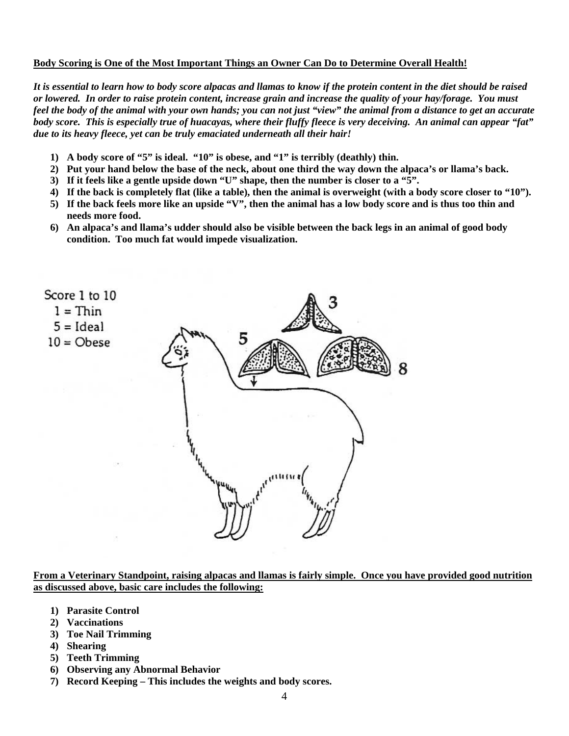**Body Scoring is One of the Most Important Things an Owner Can Do to Determine Overall Health!**

***It is essential to learn how to body score alpacas and llamas to know if the protein content in the diet should be raised or lowered. In order to raise protein content, increase grain and increase the quality of your hay/forage. You must feel the body of the animal with your own hands; you can not just "view" the animal from a distance to get an accurate body score. This is especially true of huacayas, where their fluffy fleece is very deceiving. An animal can appear "fat" due to its heavy fleece, yet can be truly emaciated underneath all their hair!***

1) **A body score of "5" is ideal. "10" is obese, and "1" is terribly (deathly) thin.**
2) **Put your hand below the base of the neck, about one third the way down the alpaca's or llama's back.**
3) **If it feels like a gentle upside down "U" shape, then the number is closer to a "5".**
4) **If the back is completely flat (like a table), then the animal is overweight (with a body score closer to "10").**
5) **If the back feels more like an upside "V", then the animal has a low body score and is thus too thin and needs more food.**
6) **An alpaca's and llama's udder should also be visible between the back legs in an animal of good body condition. Too much fat would impede visualization.**

Score 1 to 10
1 = Thin
5 = Ideal
10 = Obese

**From a Veterinary Standpoint, raising alpacas and llamas is fairly simple. Once you have provided good nutrition as discussed above, basic care includes the following:**

1) **Parasite Control**
2) **Vaccinations**
3) **Toe Nail Trimming**
4) **Shearing**
5) **Teeth Trimming**
6) **Observing any Abnormal Behavior**
7) **Record Keeping – This includes the weights and body scores.**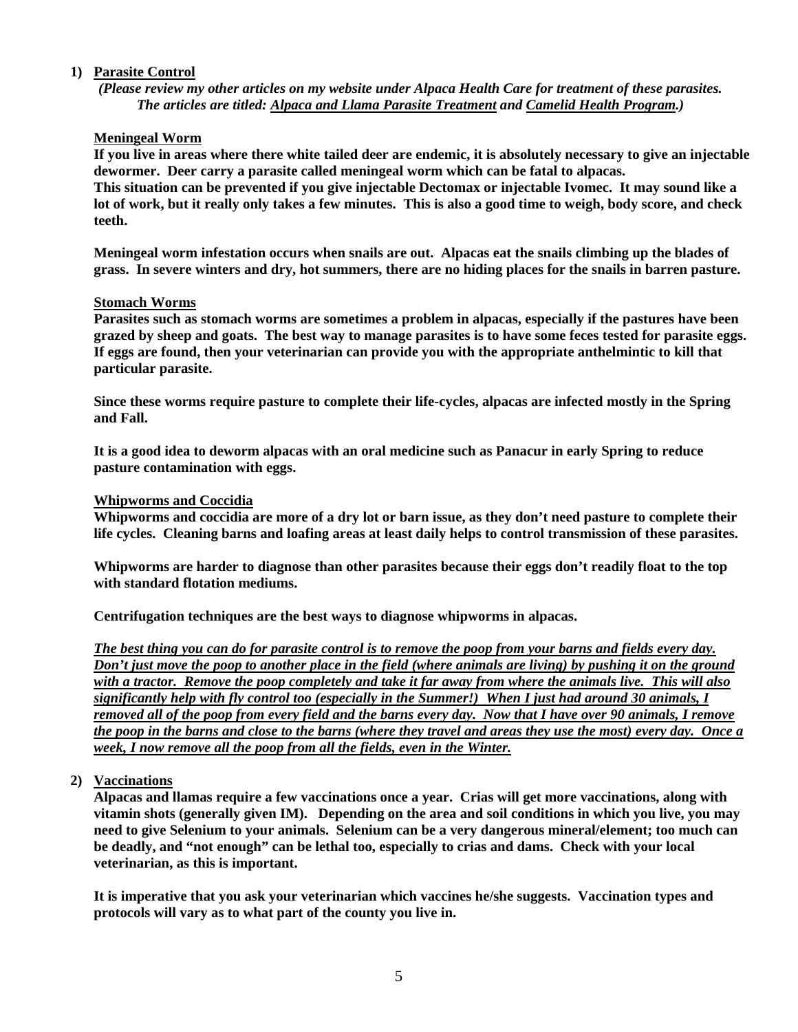1) **Parasite Control**

*(Please review my other articles on my website under Alpaca Health Care for treatment of these parasites. The articles are titled: Alpaca and Llama Parasite Treatment and Camelid Health Program.)*

**Meningeal Worm**

**If you live in areas where there white tailed deer are endemic, it is absolutely necessary to give an injectable dewormer. Deer carry a parasite called meningeal worm which can be fatal to alpacas. This situation can be prevented if you give injectable Dectomax or injectable Ivomec. It may sound like a lot of work, but it really only takes a few minutes. This is also a good time to weigh, body score, and check teeth.**

**Meningeal worm infestation occurs when snails are out. Alpacas eat the snails climbing up the blades of grass. In severe winters and dry, hot summers, there are no hiding places for the snails in barren pasture.**

**Stomach Worms**

**Parasites such as stomach worms are sometimes a problem in alpacas, especially if the pastures have been grazed by sheep and goats. The best way to manage parasites is to have some feces tested for parasite eggs. If eggs are found, then your veterinarian can provide you with the appropriate anthelmintic to kill that particular parasite.**

**Since these worms require pasture to complete their life-cycles, alpacas are infected mostly in the Spring and Fall.**

**It is a good idea to deworm alpacas with an oral medicine such as Panacur in early Spring to reduce pasture contamination with eggs.**

**Whipworms and Coccidia**

**Whipworms and coccidia are more of a dry lot or barn issue, as they don't need pasture to complete their life cycles. Cleaning barns and loafing areas at least daily helps to control transmission of these parasites.**

**Whipworms are harder to diagnose than other parasites because their eggs don't readily float to the top with standard flotation mediums.**

**Centrifugation techniques are the best ways to diagnose whipworms in alpacas.**

***The best thing you can do for parasite control is to remove the poop from your barns and fields every day. Don't just move the poop to another place in the field (where animals are living) by pushing it on the ground with a tractor. Remove the poop completely and take it far away from where the animals live. This will also significantly help with fly control too (especially in the Summer!) When I just had around 30 animals, I removed all of the poop from every field and the barns every day. Now that I have over 90 animals, I remove the poop in the barns and close to the barns (where they travel and areas they use the most) every day. Once a week, I now remove all the poop from all the fields, even in the Winter.***

2) **Vaccinations**

**Alpacas and llamas require a few vaccinations once a year. Crias will get more vaccinations, along with vitamin shots (generally given IM). Depending on the area and soil conditions in which you live, you may need to give Selenium to your animals. Selenium can be a very dangerous mineral/element; too much can be deadly, and "not enough" can be lethal too, especially to crias and dams. Check with your local veterinarian, as this is important.**

**It is imperative that you ask your veterinarian which vaccines he/she suggests. Vaccination types and protocols will vary as to what part of the county you live in.**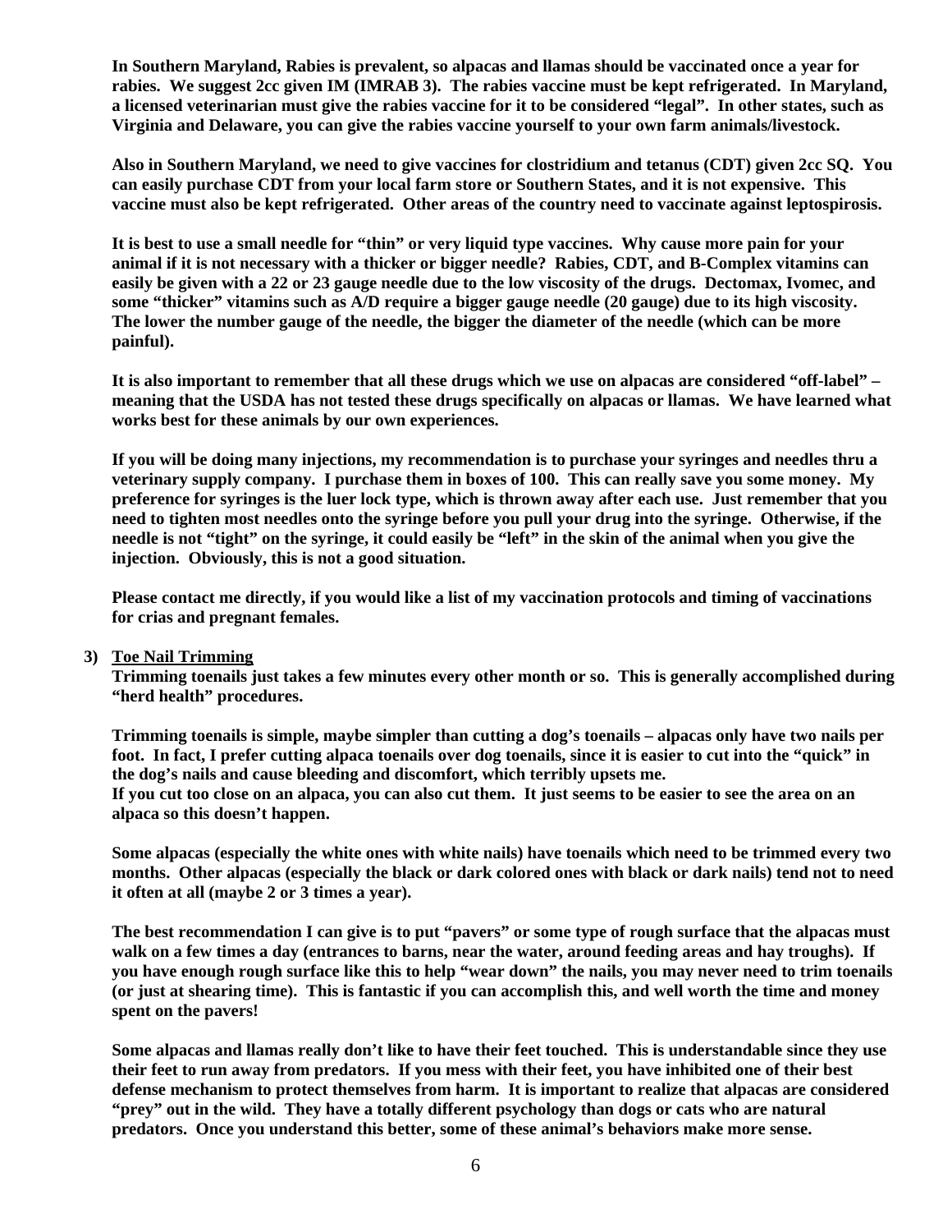**In Southern Maryland, Rabies is prevalent, so alpacas and llamas should be vaccinated once a year for rabies. We suggest 2cc given IM (IMRAB 3). The rabies vaccine must be kept refrigerated. In Maryland, a licensed veterinarian must give the rabies vaccine for it to be considered "legal". In other states, such as Virginia and Delaware, you can give the rabies vaccine yourself to your own farm animals/livestock.**

**Also in Southern Maryland, we need to give vaccines for clostridium and tetanus (CDT) given 2cc SQ. You can easily purchase CDT from your local farm store or Southern States, and it is not expensive. This vaccine must also be kept refrigerated. Other areas of the country need to vaccinate against leptospirosis.**

**It is best to use a small needle for "thin" or very liquid type vaccines. Why cause more pain for your animal if it is not necessary with a thicker or bigger needle? Rabies, CDT, and B-Complex vitamins can easily be given with a 22 or 23 gauge needle due to the low viscosity of the drugs. Dectomax, Ivomec, and some "thicker" vitamins such as A/D require a bigger gauge needle (20 gauge) due to its high viscosity. The lower the number gauge of the needle, the bigger the diameter of the needle (which can be more painful).**

**It is also important to remember that all these drugs which we use on alpacas are considered "off-label" – meaning that the USDA has not tested these drugs specifically on alpacas or llamas. We have learned what works best for these animals by our own experiences.**

**If you will be doing many injections, my recommendation is to purchase your syringes and needles thru a veterinary supply company. I purchase them in boxes of 100. This can really save you some money. My preference for syringes is the luer lock type, which is thrown away after each use. Just remember that you need to tighten most needles onto the syringe before you pull your drug into the syringe. Otherwise, if the needle is not "tight" on the syringe, it could easily be "left" in the skin of the animal when you give the injection. Obviously, this is not a good situation.**

**Please contact me directly, if you would like a list of my vaccination protocols and timing of vaccinations for crias and pregnant females.**

**3) <u>Toe Nail Trimming</u>**

**Trimming toenails just takes a few minutes every other month or so. This is generally accomplished during "herd health" procedures.**

**Trimming toenails is simple, maybe simpler than cutting a dog's toenails – alpacas only have two nails per foot. In fact, I prefer cutting alpaca toenails over dog toenails, since it is easier to cut into the "quick" in the dog's nails and cause bleeding and discomfort, which terribly upsets me.**
**If you cut too close on an alpaca, you can also cut them. It just seems to be easier to see the area on an alpaca so this doesn't happen.**

**Some alpacas (especially the white ones with white nails) have toenails which need to be trimmed every two months. Other alpacas (especially the black or dark colored ones with black or dark nails) tend not to need it often at all (maybe 2 or 3 times a year).**

**The best recommendation I can give is to put "pavers" or some type of rough surface that the alpacas must walk on a few times a day (entrances to barns, near the water, around feeding areas and hay troughs). If you have enough rough surface like this to help "wear down" the nails, you may never need to trim toenails (or just at shearing time). This is fantastic if you can accomplish this, and well worth the time and money spent on the pavers!**

**Some alpacas and llamas really don't like to have their feet touched. This is understandable since they use their feet to run away from predators. If you mess with their feet, you have inhibited one of their best defense mechanism to protect themselves from harm. It is important to realize that alpacas are considered "prey" out in the wild. They have a totally different psychology than dogs or cats who are natural predators. Once you understand this better, some of these animal's behaviors make more sense.**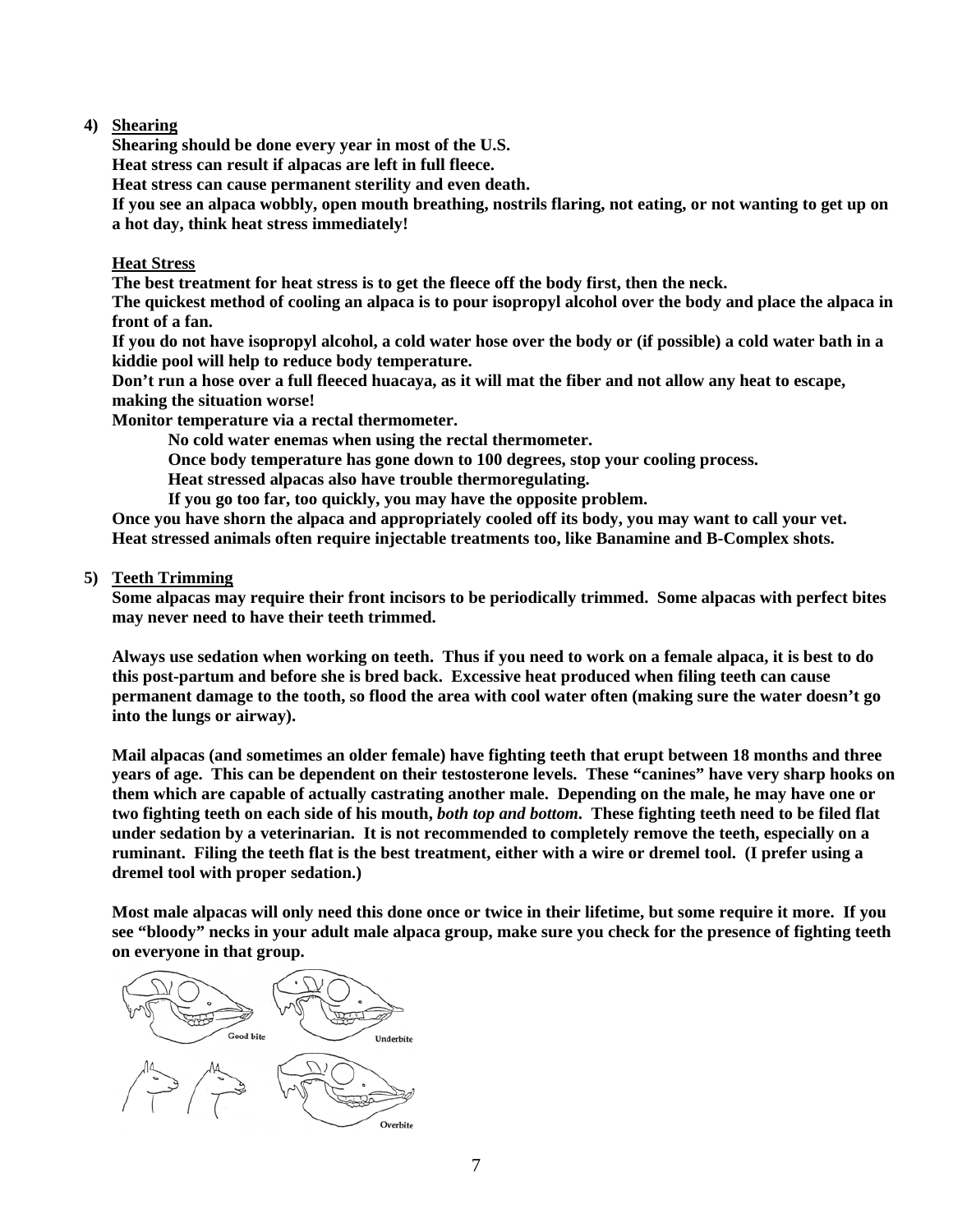**4) Shearing**

**Shearing should be done every year in most of the U.S.**
**Heat stress can result if alpacas are left in full fleece.**
**Heat stress can cause permanent sterility and even death.**
**If you see an alpaca wobbly, open mouth breathing, nostrils flaring, not eating, or not wanting to get up on a hot day, think heat stress immediately!**

**Heat Stress**

**The best treatment for heat stress is to get the fleece off the body first, then the neck.**
**The quickest method of cooling an alpaca is to pour isopropyl alcohol over the body and place the alpaca in front of a fan.**
**If you do not have isopropyl alcohol, a cold water hose over the body or (if possible) a cold water bath in a kiddie pool will help to reduce body temperature.**
**Don't run a hose over a full fleeced huacaya, as it will mat the fiber and not allow any heat to escape, making the situation worse!**
**Monitor temperature via a rectal thermometer.**

- **No cold water enemas when using the rectal thermometer.**
- **Once body temperature has gone down to 100 degrees, stop your cooling process.**
- **Heat stressed alpacas also have trouble thermoregulating.**
- **If you go too far, too quickly, you may have the opposite problem.**

**Once you have shorn the alpaca and appropriately cooled off its body, you may want to call your vet.**
**Heat stressed animals often require injectable treatments too, like Banamine and B-Complex shots.**

**5) Teeth Trimming**

**Some alpacas may require their front incisors to be periodically trimmed. Some alpacas with perfect bites may never need to have their teeth trimmed.**

**Always use sedation when working on teeth. Thus if you need to work on a female alpaca, it is best to do this post-partum and before she is bred back. Excessive heat produced when filing teeth can cause permanent damage to the tooth, so flood the area with cool water often (making sure the water doesn't go into the lungs or airway).**

**Mail alpacas (and sometimes an older female) have fighting teeth that erupt between 18 months and three years of age. This can be dependent on their testosterone levels. These "canines" have very sharp hooks on them which are capable of actually castrating another male. Depending on the male, he may have one or two fighting teeth on each side of his mouth, *both top and bottom*. These fighting teeth need to be filed flat under sedation by a veterinarian. It is not recommended to completely remove the teeth, especially on a ruminant. Filing the teeth flat is the best treatment, either with a wire or dremel tool. (I prefer using a dremel tool with proper sedation.)**

**Most male alpacas will only need this done once or twice in their lifetime, but some require it more. If you see "bloody" necks in your adult male alpaca group, make sure you check for the presence of fighting teeth on everyone in that group.**

Good bite

Underbite

Overbite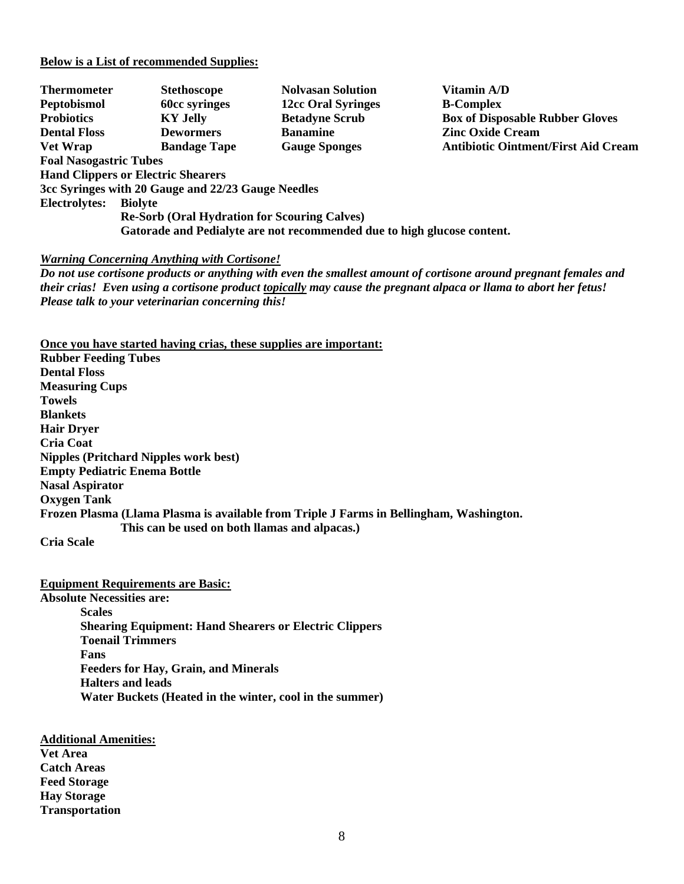**<u>Below is a List of recommended Supplies:</u>**

| | | | |
|---|---|---|---|
| **Thermometer** | **Stethoscope** | **Nolvasan Solution** | **Vitamin A/D** |
| **Peptobismol** | **60cc syringes** | **12cc Oral Syringes** | **B-Complex** |
| **Probiotics** | **KY Jelly** | **Betadyne Scrub** | **Box of Disposable Rubber Gloves** |
| **Dental Floss** | **Dewormers** | **Banamine** | **Zinc Oxide Cream** |
| **Vet Wrap** | **Bandage Tape** | **Gauge Sponges** | **Antibiotic Ointment/First Aid Cream** |

**Foal Nasogastric Tubes**
**Hand Clippers or Electric Shearers**
**3cc Syringes with 20 Gauge and 22/23 Gauge Needles**
**Electrolytes: Biolyte**
**Re-Sorb (Oral Hydration for Scouring Calves)**
**Gatorade and Pedialyte are not recommended due to high glucose content.**

***<u>Warning Concerning Anything with Cortisone!</u>***
***Do not use cortisone products or anything with even the smallest amount of cortisone around pregnant females and their crias! Even using a cortisone product <u>topically</u> may cause the pregnant alpaca or llama to abort her fetus! Please talk to your veterinarian concerning this!***

**<u>Once you have started having crias, these supplies are important:</u>**
**Rubber Feeding Tubes**
**Dental Floss**
**Measuring Cups**
**Towels**
**Blankets**
**Hair Dryer**
**Cria Coat**
**Nipples (Pritchard Nipples work best)**
**Empty Pediatric Enema Bottle**
**Nasal Aspirator**
**Oxygen Tank**
**Frozen Plasma (Llama Plasma is available from Triple J Farms in Bellingham, Washington. This can be used on both llamas and alpacas.)**
**Cria Scale**

**<u>Equipment Requirements are Basic:</u>**
**Absolute Necessities are:**

- **Scales**
- **Shearing Equipment: Hand Shearers or Electric Clippers**
- **Toenail Trimmers**
- **Fans**
- **Feeders for Hay, Grain, and Minerals**
- **Halters and leads**
- **Water Buckets (Heated in the winter, cool in the summer)**

**<u>Additional Amenities:</u>**
**Vet Area**
**Catch Areas**
**Feed Storage**
**Hay Storage**
**Transportation**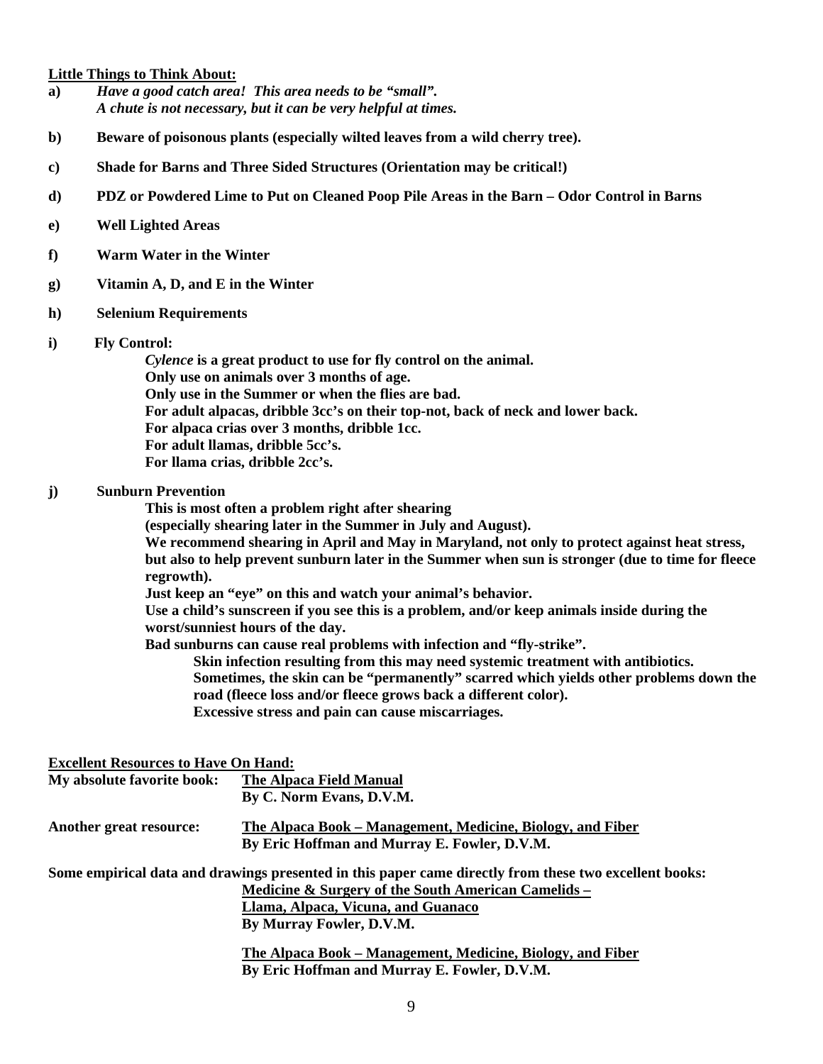**<u>Little Things to Think About:</u>**

**a)** ***Have a good catch area! This area needs to be "small".***
***A chute is not necessary, but it can be very helpful at times.***

**b)** **Beware of poisonous plants (especially wilted leaves from a wild cherry tree).**

**c)** **Shade for Barns and Three Sided Structures (Orientation may be critical!)**

**d)** **PDZ or Powdered Lime to Put on Cleaned Poop Pile Areas in the Barn – Odor Control in Barns**

**e)** **Well Lighted Areas**

**f)** **Warm Water in the Winter**

**g)** **Vitamin A, D, and E in the Winter**

**h)** **Selenium Requirements**

**i)** **Fly Control:**

> ***Cylence*** **is a great product to use for fly control on the animal.**
> **Only use on animals over 3 months of age.**
> **Only use in the Summer or when the flies are bad.**
> **For adult alpacas, dribble 3cc's on their top-not, back of neck and lower back.**
> **For alpaca crias over 3 months, dribble 1cc.**
> **For adult llamas, dribble 5cc's.**
> **For llama crias, dribble 2cc's.**

**j)** **Sunburn Prevention**

> **This is most often a problem right after shearing**
> **(especially shearing later in the Summer in July and August).**
> **We recommend shearing in April and May in Maryland, not only to protect against heat stress, but also to help prevent sunburn later in the Summer when sun is stronger (due to time for fleece regrowth).**
> **Just keep an "eye" on this and watch your animal's behavior.**
> **Use a child's sunscreen if you see this is a problem, and/or keep animals inside during the worst/sunniest hours of the day.**
> **Bad sunburns can cause real problems with infection and "fly-strike".**
>
> > **Skin infection resulting from this may need systemic treatment with antibiotics.**
> > **Sometimes, the skin can be "permanently" scarred which yields other problems down the road (fleece loss and/or fleece grows back a different color).**
> > **Excessive stress and pain can cause miscarriages.**

**<u>Excellent Resources to Have On Hand:</u>**

**My absolute favorite book:** **<u>The Alpaca Field Manual</u>**
**By C. Norm Evans, D.V.M.**

**Another great resource:** **<u>The Alpaca Book – Management, Medicine, Biology, and Fiber</u>**
**By Eric Hoffman and Murray E. Fowler, D.V.M.**

**Some empirical data and drawings presented in this paper came directly from these two excellent books:**

**<u>Medicine & Surgery of the South American Camelids – Llama, Alpaca, Vicuna, and Guanaco</u>**
**By Murray Fowler, D.V.M.**

**<u>The Alpaca Book – Management, Medicine, Biology, and Fiber</u>**
**By Eric Hoffman and Murray E. Fowler, D.V.M.**